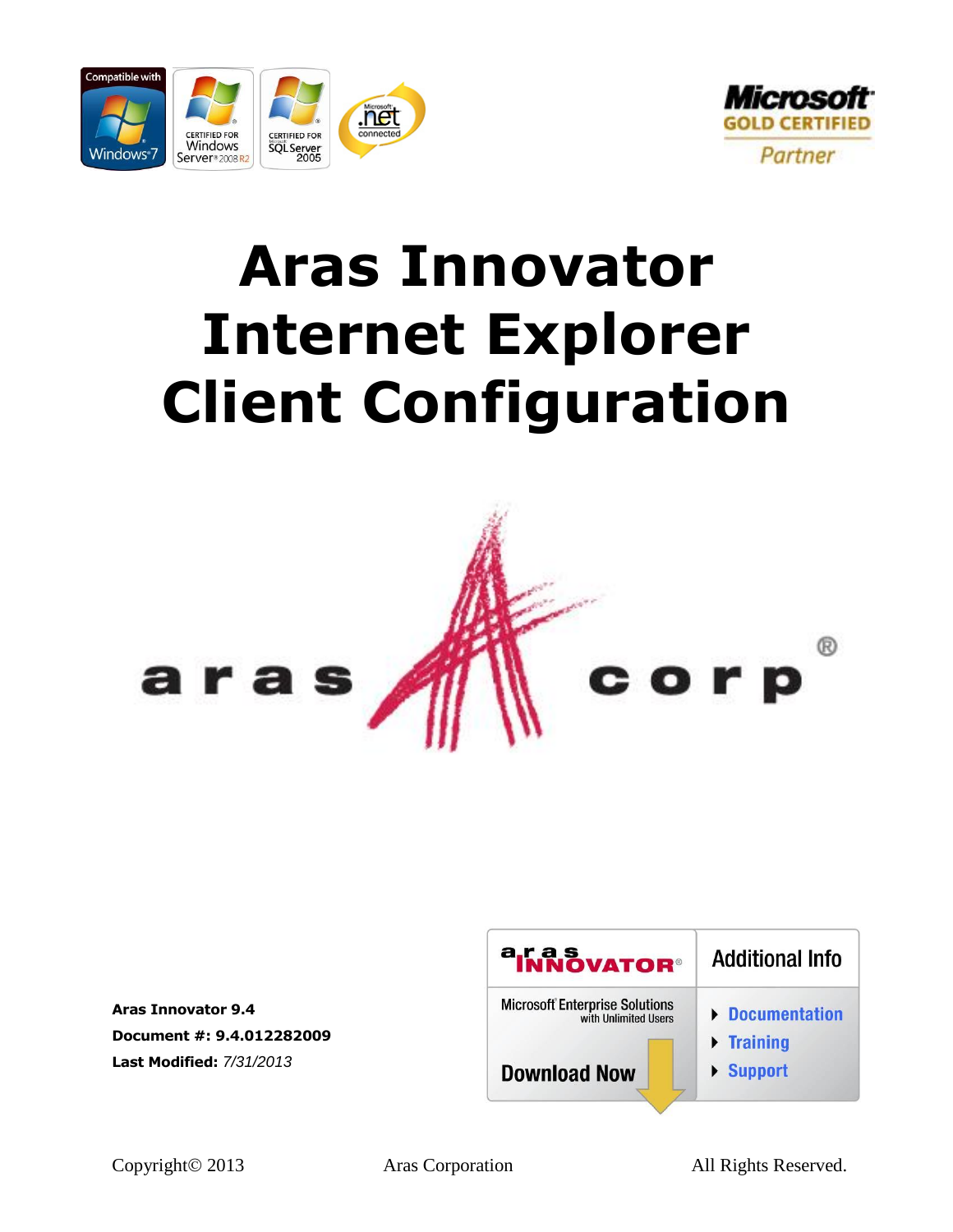# Aras Innovator Internet Explorer Client Configuration

**Aras Innovator 9.4**

**Document #: 9.4.012282009**

**Last Modified:** *7/31/2013*

Copyright© 2013 Aras Corporation All Rights Reserved.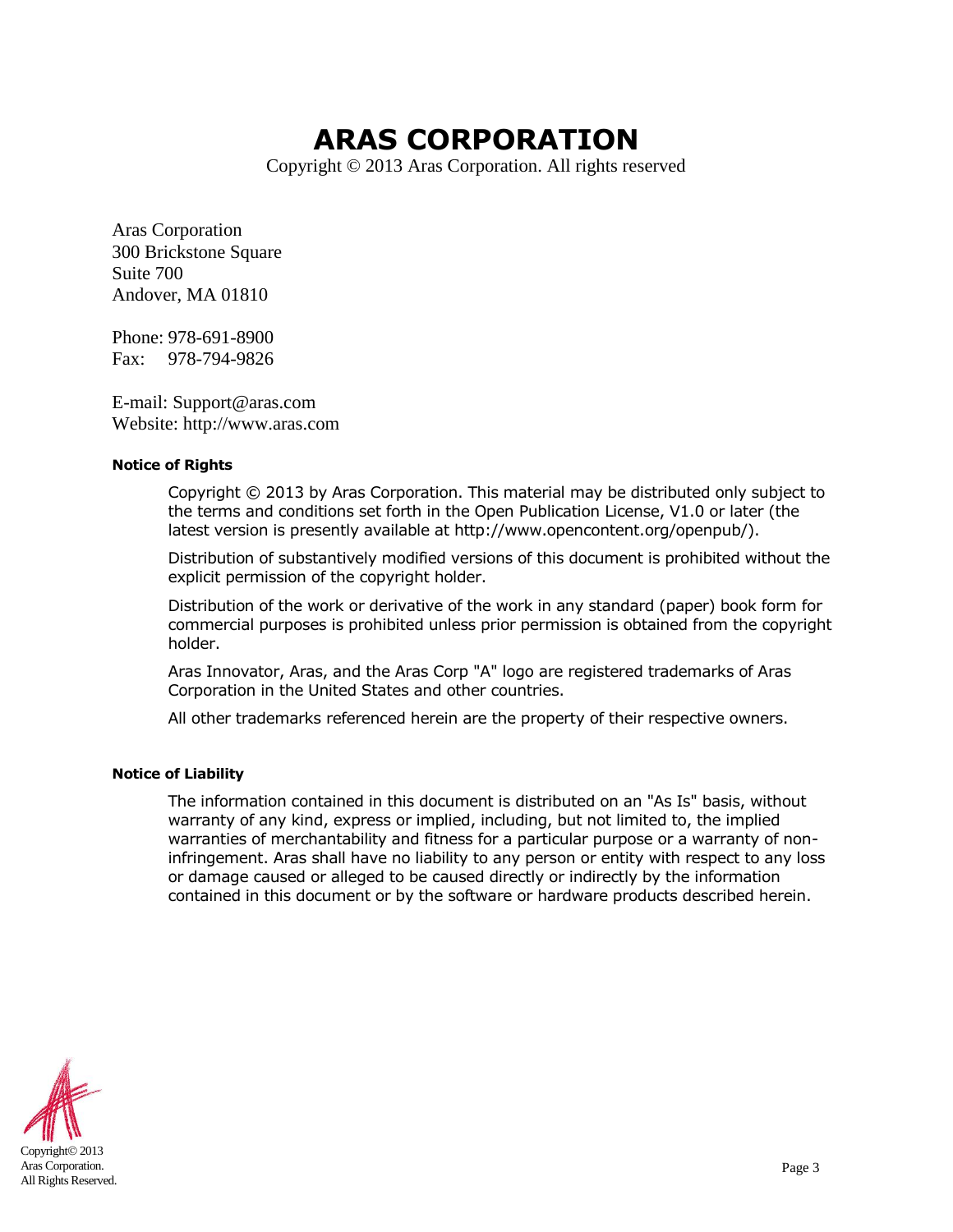# ARAS CORPORATION

Copyright © 2013 Aras Corporation. All rights reserved

Aras Corporation
300 Brickstone Square
Suite 700
Andover, MA 01810

Phone: 978-691-8900
Fax: 978-794-9826

E-mail: Support@aras.com
Website: http://www.aras.com

**Notice of Rights**

Copyright © 2013 by Aras Corporation. This material may be distributed only subject to the terms and conditions set forth in the Open Publication License, V1.0 or later (the latest version is presently available at http://www.opencontent.org/openpub/).

Distribution of substantively modified versions of this document is prohibited without the explicit permission of the copyright holder.

Distribution of the work or derivative of the work in any standard (paper) book form for commercial purposes is prohibited unless prior permission is obtained from the copyright holder.

Aras Innovator, Aras, and the Aras Corp "A" logo are registered trademarks of Aras Corporation in the United States and other countries.

All other trademarks referenced herein are the property of their respective owners.

**Notice of Liability**

The information contained in this document is distributed on an "As Is" basis, without warranty of any kind, express or implied, including, but not limited to, the implied warranties of merchantability and fitness for a particular purpose or a warranty of non-infringement. Aras shall have no liability to any person or entity with respect to any loss or damage caused or alleged to be caused directly or indirectly by the information contained in this document or by the software or hardware products described herein.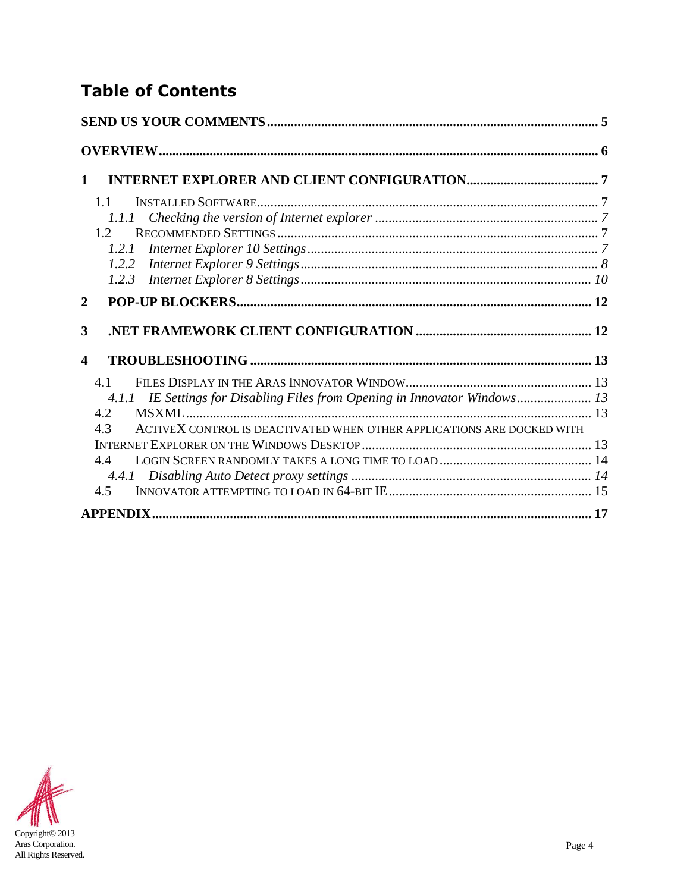# Table of Contents

SEND US YOUR COMMENTS ........ 5

OVERVIEW ........ 6

1 INTERNET EXPLORER AND CLIENT CONFIGURATION ........ 7

- 1.1 INSTALLED SOFTWARE ........ 7
  - *1.1.1 Checking the version of Internet explorer ........ 7*
- 1.2 RECOMMENDED SETTINGS ........ 7
  - *1.2.1 Internet Explorer 10 Settings ........ 7*
  - *1.2.2 Internet Explorer 9 Settings ........ 8*
  - *1.2.3 Internet Explorer 8 Settings ........ 10*

2 POP-UP BLOCKERS ........ 12

3 .NET FRAMEWORK CLIENT CONFIGURATION ........ 12

4 TROUBLESHOOTING ........ 13

- 4.1 FILES DISPLAY IN THE ARAS INNOVATOR WINDOW ........ 13
  - *4.1.1 IE Settings for Disabling Files from Opening in Innovator Windows ........ 13*
- 4.2 MSXML ........ 13
- 4.3 ACTIVEX CONTROL IS DEACTIVATED WHEN OTHER APPLICATIONS ARE DOCKED WITH INTERNET EXPLORER ON THE WINDOWS DESKTOP ........ 13
- 4.4 LOGIN SCREEN RANDOMLY TAKES A LONG TIME TO LOAD ........ 14
  - *4.4.1 Disabling Auto Detect proxy settings ........ 14*
- 4.5 INNOVATOR ATTEMPTING TO LOAD IN 64-BIT IE ........ 15

APPENDIX ........ 17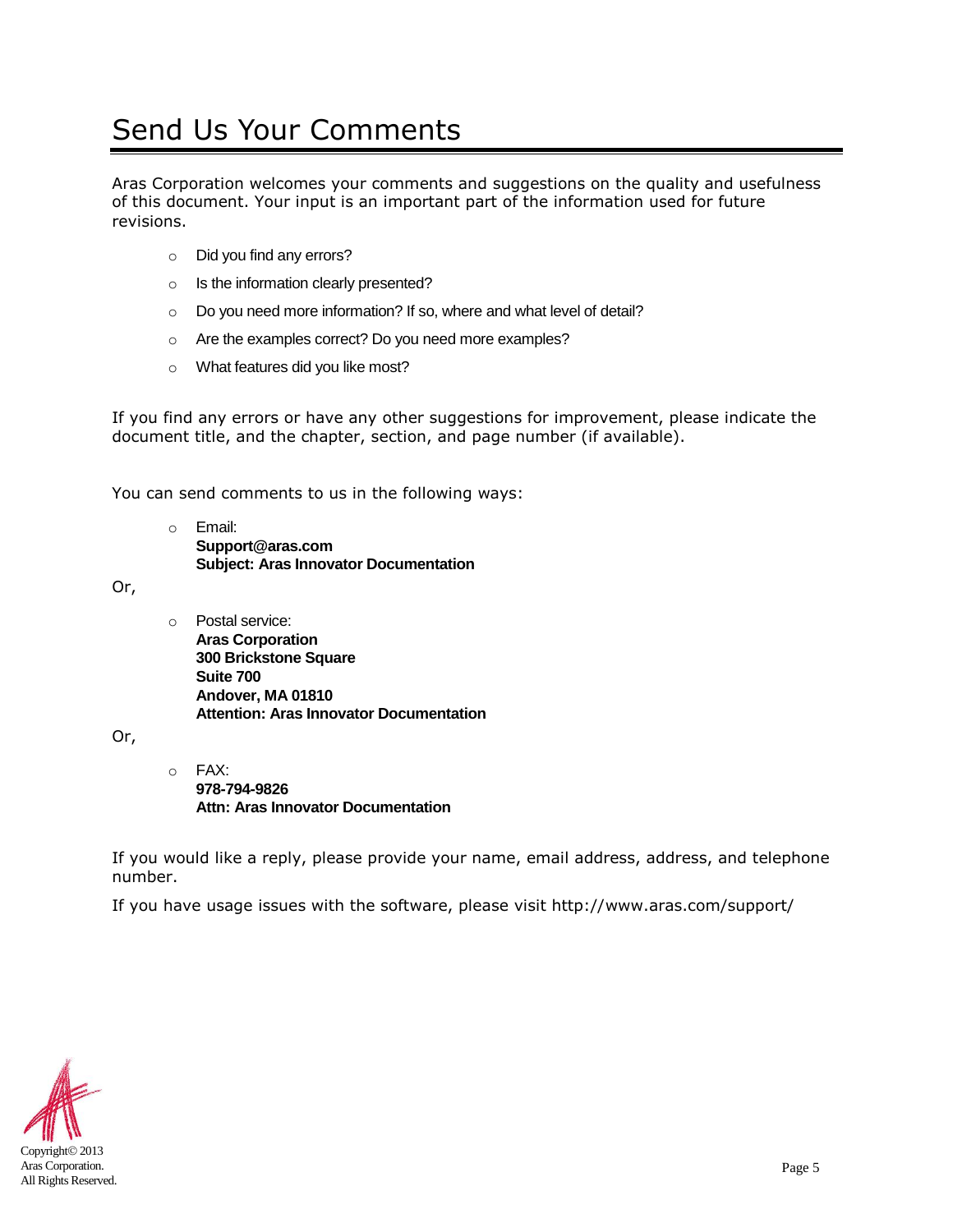# Send Us Your Comments

Aras Corporation welcomes your comments and suggestions on the quality and usefulness of this document. Your input is an important part of the information used for future revisions.

- Did you find any errors?
- Is the information clearly presented?
- Do you need more information? If so, where and what level of detail?
- Are the examples correct? Do you need more examples?
- What features did you like most?

If you find any errors or have any other suggestions for improvement, please indicate the document title, and the chapter, section, and page number (if available).

You can send comments to us in the following ways:

- Email:
  **Support@aras.com**
  **Subject: Aras Innovator Documentation**

Or,

- Postal service:
  **Aras Corporation**
  **300 Brickstone Square**
  **Suite 700**
  **Andover, MA 01810**
  **Attention: Aras Innovator Documentation**

Or,

- FAX:
  **978-794-9826**
  **Attn: Aras Innovator Documentation**

If you would like a reply, please provide your name, email address, address, and telephone number.

If you have usage issues with the software, please visit http://www.aras.com/support/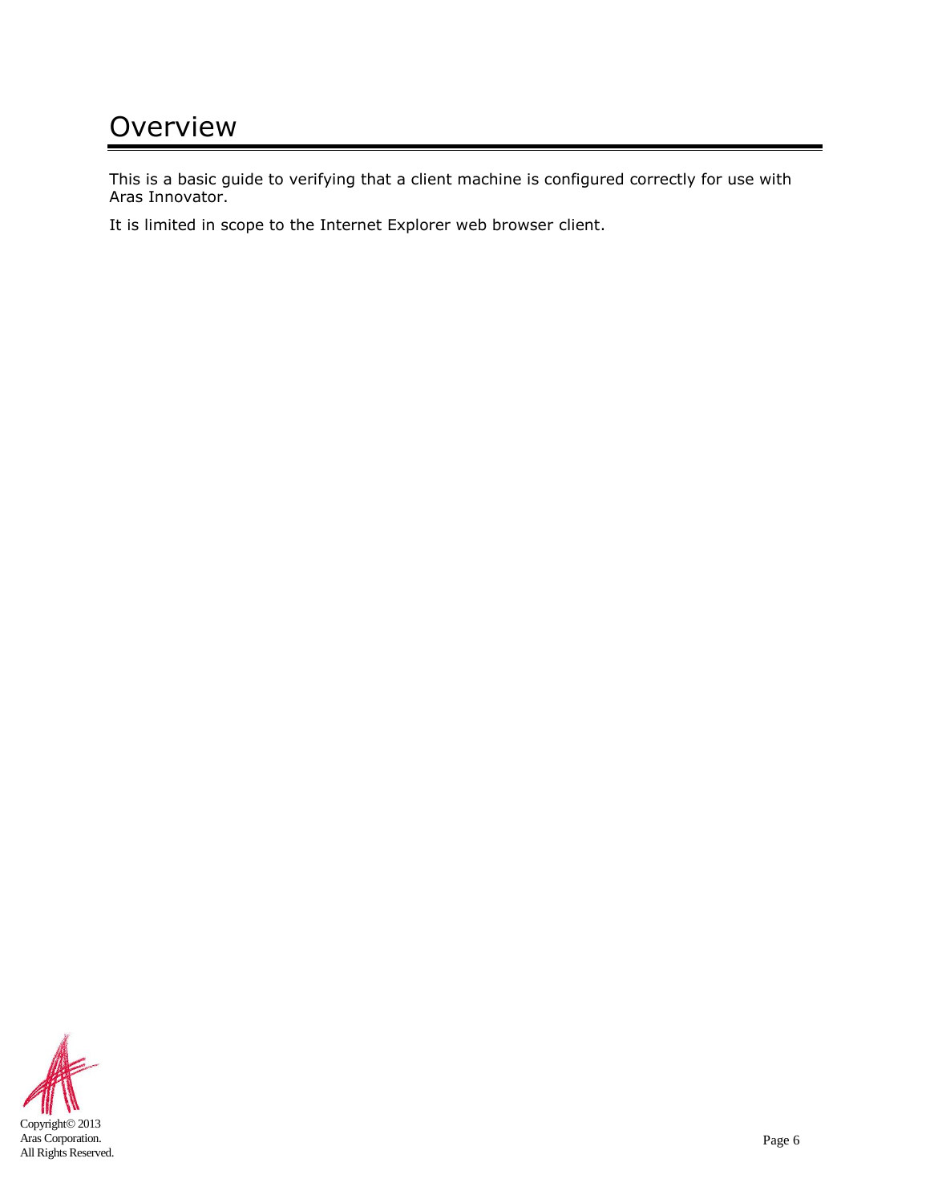# Overview

This is a basic guide to verifying that a client machine is configured correctly for use with Aras Innovator.

It is limited in scope to the Internet Explorer web browser client.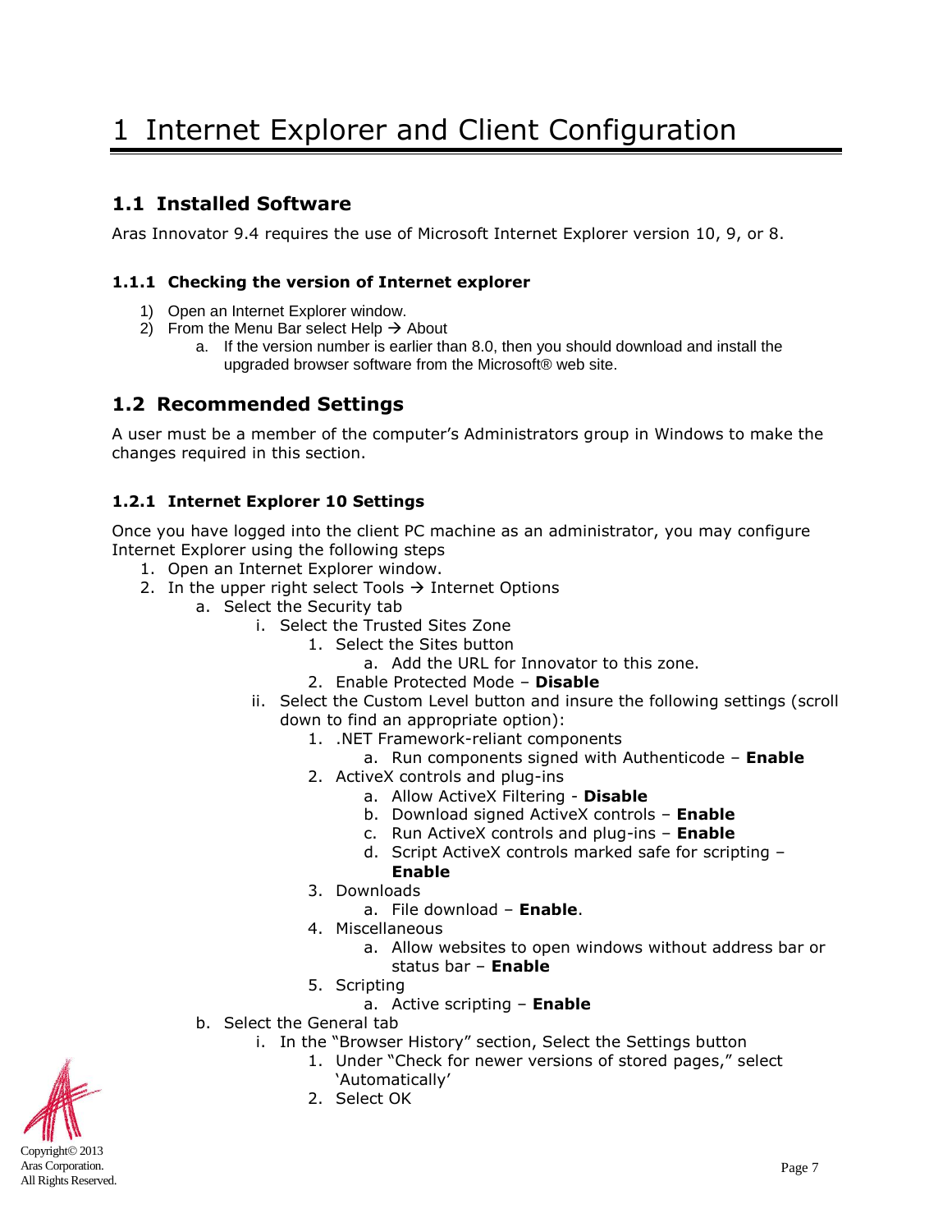# 1 Internet Explorer and Client Configuration

## 1.1 Installed Software

Aras Innovator 9.4 requires the use of Microsoft Internet Explorer version 10, 9, or 8.

### 1.1.1 Checking the version of Internet explorer

1) Open an Internet Explorer window.
2) From the Menu Bar select Help → About
    a. If the version number is earlier than 8.0, then you should download and install the upgraded browser software from the Microsoft® web site.

## 1.2 Recommended Settings

A user must be a member of the computer's Administrators group in Windows to make the changes required in this section.

### 1.2.1 Internet Explorer 10 Settings

Once you have logged into the client PC machine as an administrator, you may configure Internet Explorer using the following steps

1. Open an Internet Explorer window.
2. In the upper right select Tools → Internet Options
    a. Select the Security tab
        i. Select the Trusted Sites Zone
            1. Select the Sites button
                a. Add the URL for Innovator to this zone.
            2. Enable Protected Mode – **Disable**
        ii. Select the Custom Level button and insure the following settings (scroll down to find an appropriate option):
            1. .NET Framework-reliant components
                a. Run components signed with Authenticode – **Enable**
            2. ActiveX controls and plug-ins
                a. Allow ActiveX Filtering - **Disable**
                b. Download signed ActiveX controls – **Enable**
                c. Run ActiveX controls and plug-ins – **Enable**
                d. Script ActiveX controls marked safe for scripting – **Enable**
            3. Downloads
                a. File download – **Enable**.
            4. Miscellaneous
                a. Allow websites to open windows without address bar or status bar – **Enable**
            5. Scripting
                a. Active scripting – **Enable**
    b. Select the General tab
        i. In the "Browser History" section, Select the Settings button
            1. Under "Check for newer versions of stored pages," select 'Automatically'
            2. Select OK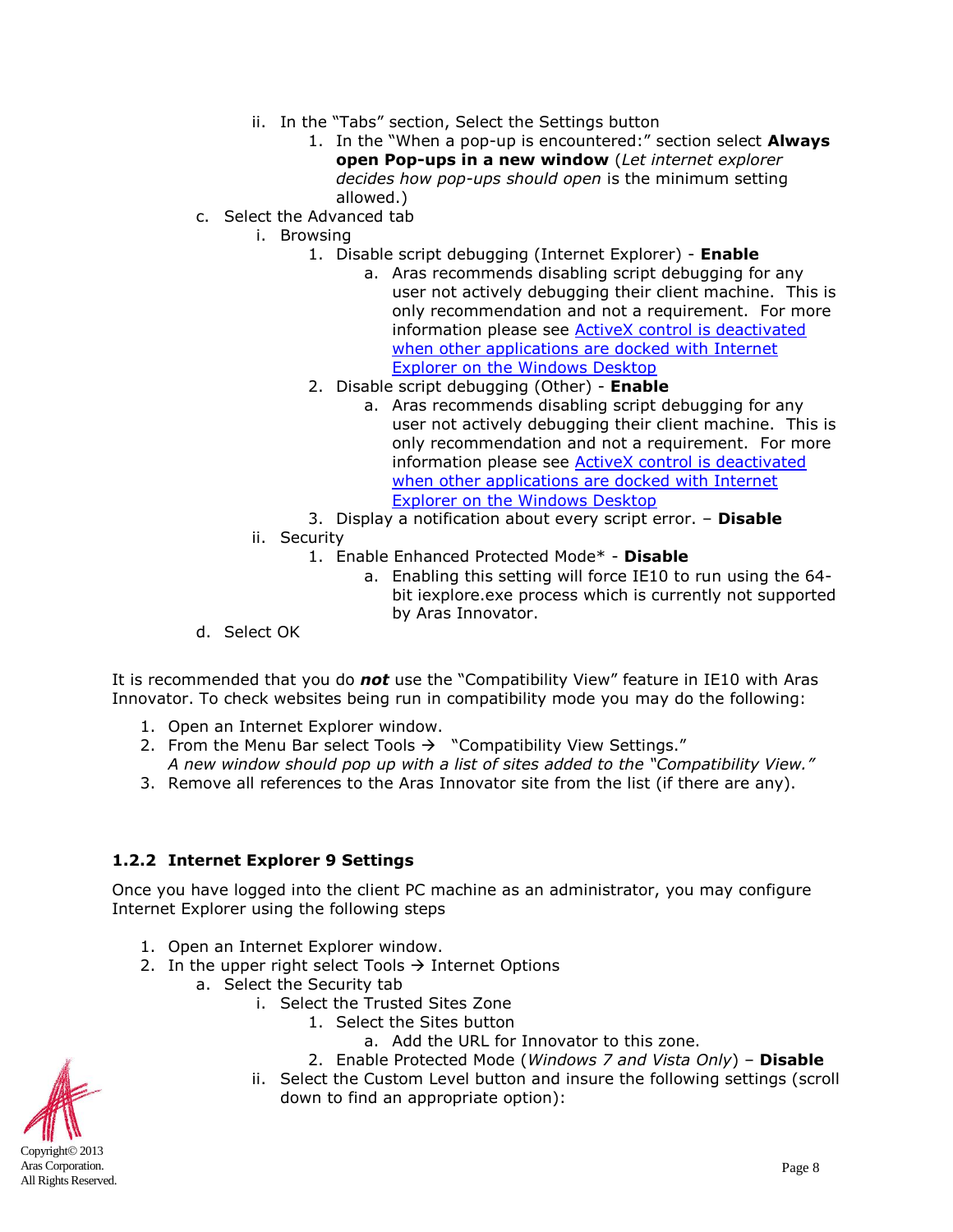ii. In the “Tabs” section, Select the Settings button
   1. In the “When a pop-up is encountered:” section select **Always open Pop-ups in a new window** (*Let internet explorer decides how pop-ups should open* is the minimum setting allowed.)

c. Select the Advanced tab
   i. Browsing
      1. Disable script debugging (Internet Explorer) - **Enable**
         a. Aras recommends disabling script debugging for any user not actively debugging their client machine. This is only recommendation and not a requirement. For more information please see ActiveX control is deactivated when other applications are docked with Internet Explorer on the Windows Desktop
      2. Disable script debugging (Other) - **Enable**
         a. Aras recommends disabling script debugging for any user not actively debugging their client machine. This is only recommendation and not a requirement. For more information please see ActiveX control is deactivated when other applications are docked with Internet Explorer on the Windows Desktop
      3. Display a notification about every script error. – **Disable**
   ii. Security
      1. Enable Enhanced Protected Mode* - **Disable**
         a. Enabling this setting will force IE10 to run using the 64-bit iexplore.exe process which is currently not supported by Aras Innovator.

d. Select OK

It is recommended that you do ***not*** use the “Compatibility View” feature in IE10 with Aras Innovator. To check websites being run in compatibility mode you may do the following:

1. Open an Internet Explorer window.
2. From the Menu Bar select Tools → “Compatibility View Settings.”
   *A new window should pop up with a list of sites added to the “Compatibility View.”*
3. Remove all references to the Aras Innovator site from the list (if there are any).

### 1.2.2 Internet Explorer 9 Settings

Once you have logged into the client PC machine as an administrator, you may configure Internet Explorer using the following steps

1. Open an Internet Explorer window.
2. In the upper right select Tools → Internet Options
   a. Select the Security tab
      i. Select the Trusted Sites Zone
         1. Select the Sites button
            a. Add the URL for Innovator to this zone.
         2. Enable Protected Mode (*Windows 7 and Vista Only*) – **Disable**
      ii. Select the Custom Level button and insure the following settings (scroll down to find an appropriate option):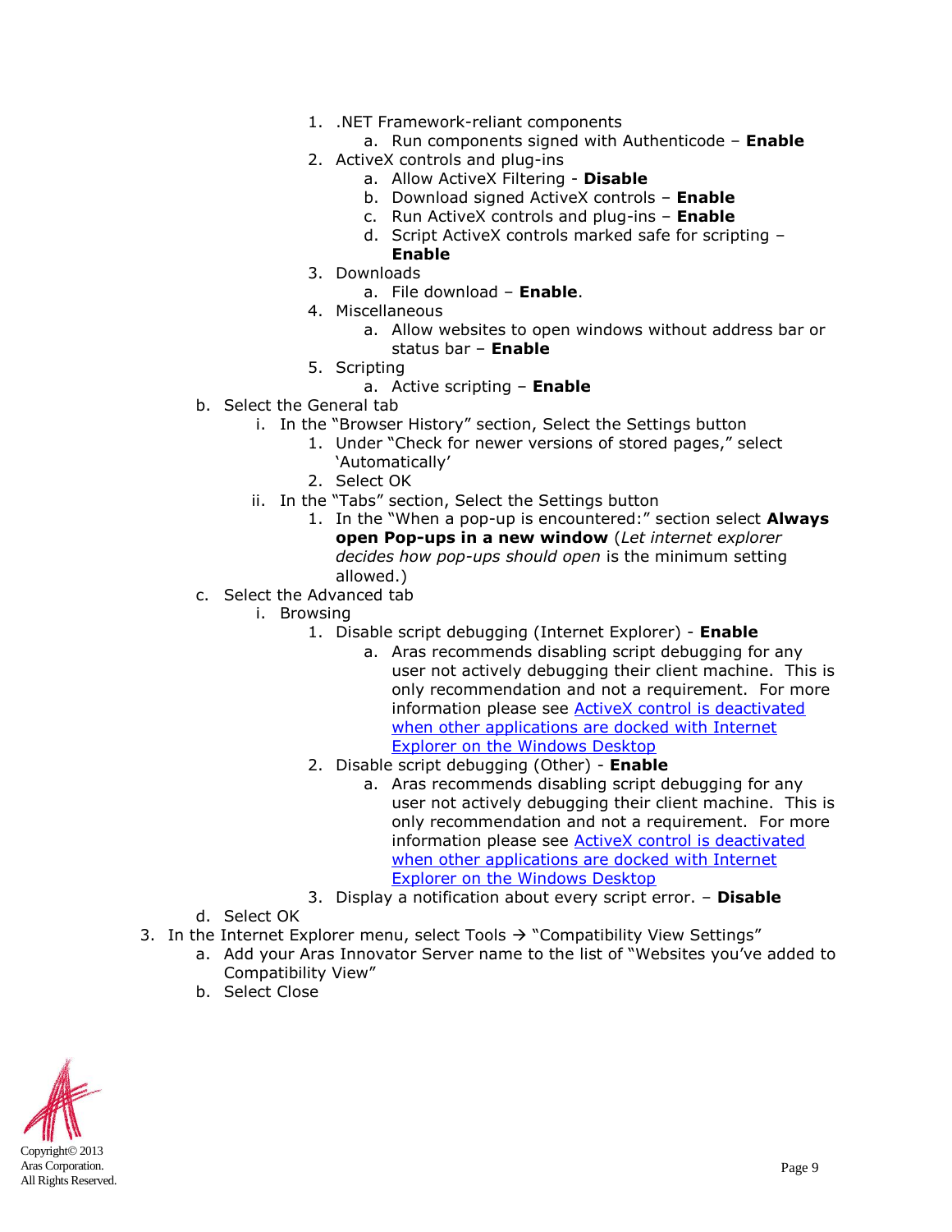1. .NET Framework-reliant components
    a. Run components signed with Authenticode – **Enable**
2. ActiveX controls and plug-ins
    a. Allow ActiveX Filtering - **Disable**
    b. Download signed ActiveX controls – **Enable**
    c. Run ActiveX controls and plug-ins – **Enable**
    d. Script ActiveX controls marked safe for scripting – **Enable**
3. Downloads
    a. File download – **Enable**.
4. Miscellaneous
    a. Allow websites to open windows without address bar or status bar – **Enable**
5. Scripting
    a. Active scripting – **Enable**

b. Select the General tab
    i. In the "Browser History" section, Select the Settings button
        1. Under "Check for newer versions of stored pages," select 'Automatically'
        2. Select OK
    ii. In the "Tabs" section, Select the Settings button
        1. In the "When a pop-up is encountered:" section select **Always open Pop-ups in a new window** (*Let internet explorer decides how pop-ups should open* is the minimum setting allowed.)

c. Select the Advanced tab
    i. Browsing
        1. Disable script debugging (Internet Explorer) - **Enable**
            a. Aras recommends disabling script debugging for any user not actively debugging their client machine. This is only recommendation and not a requirement. For more information please see ActiveX control is deactivated when other applications are docked with Internet Explorer on the Windows Desktop
        2. Disable script debugging (Other) - **Enable**
            a. Aras recommends disabling script debugging for any user not actively debugging their client machine. This is only recommendation and not a requirement. For more information please see ActiveX control is deactivated when other applications are docked with Internet Explorer on the Windows Desktop
        3. Display a notification about every script error. – **Disable**

d. Select OK

3. In the Internet Explorer menu, select Tools → "Compatibility View Settings"
    a. Add your Aras Innovator Server name to the list of "Websites you've added to Compatibility View"
    b. Select Close

Copyright© 2013
Aras Corporation.
All Rights Reserved.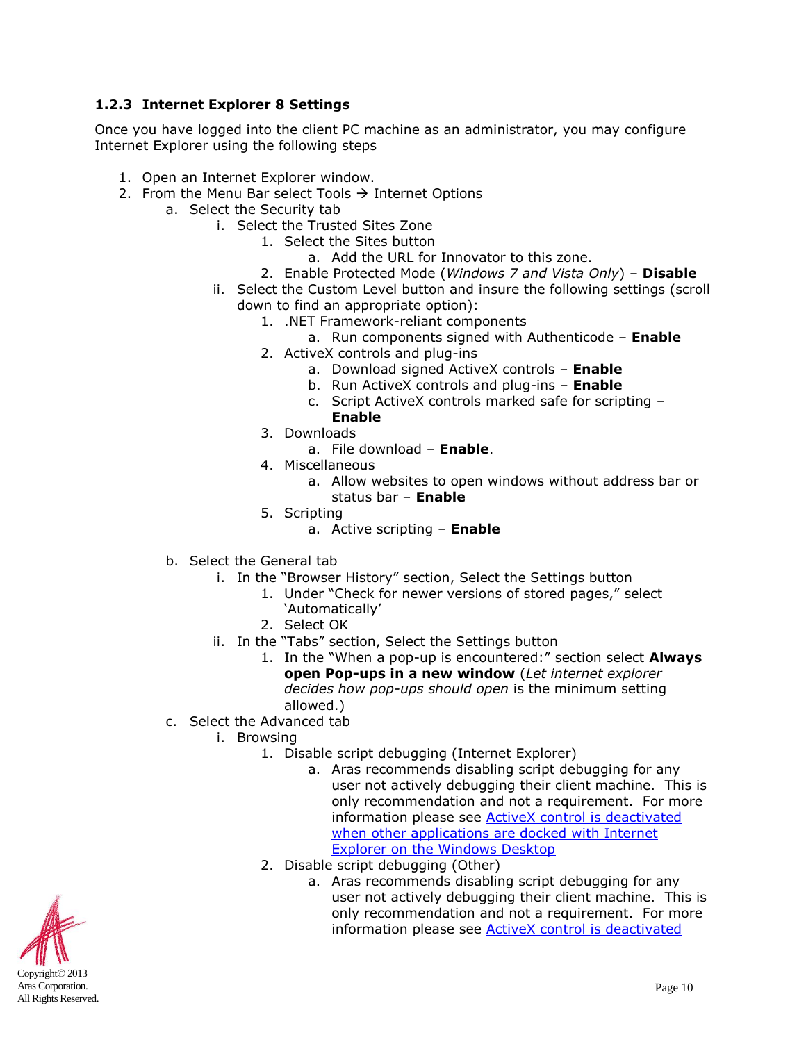### 1.2.3 Internet Explorer 8 Settings

Once you have logged into the client PC machine as an administrator, you may configure Internet Explorer using the following steps

1. Open an Internet Explorer window.
2. From the Menu Bar select Tools → Internet Options
    a. Select the Security tab
        i. Select the Trusted Sites Zone
            1. Select the Sites button
                a. Add the URL for Innovator to this zone.
            2. Enable Protected Mode (*Windows 7 and Vista Only*) – **Disable**
        ii. Select the Custom Level button and insure the following settings (scroll down to find an appropriate option):
            1. .NET Framework-reliant components
                a. Run components signed with Authenticode – **Enable**
            2. ActiveX controls and plug-ins
                a. Download signed ActiveX controls – **Enable**
                b. Run ActiveX controls and plug-ins – **Enable**
                c. Script ActiveX controls marked safe for scripting – **Enable**
            3. Downloads
                a. File download – **Enable**.
            4. Miscellaneous
                a. Allow websites to open windows without address bar or status bar – **Enable**
            5. Scripting
                a. Active scripting – **Enable**

    b. Select the General tab
        i. In the "Browser History" section, Select the Settings button
            1. Under "Check for newer versions of stored pages," select 'Automatically'
            2. Select OK
        ii. In the "Tabs" section, Select the Settings button
            1. In the "When a pop-up is encountered:" section select **Always open Pop-ups in a new window** (*Let internet explorer decides how pop-ups should open* is the minimum setting allowed.)
    c. Select the Advanced tab
        i. Browsing
            1. Disable script debugging (Internet Explorer)
                a. Aras recommends disabling script debugging for any user not actively debugging their client machine. This is only recommendation and not a requirement. For more information please see ActiveX control is deactivated when other applications are docked with Internet Explorer on the Windows Desktop
            2. Disable script debugging (Other)
                a. Aras recommends disabling script debugging for any user not actively debugging their client machine. This is only recommendation and not a requirement. For more information please see ActiveX control is deactivated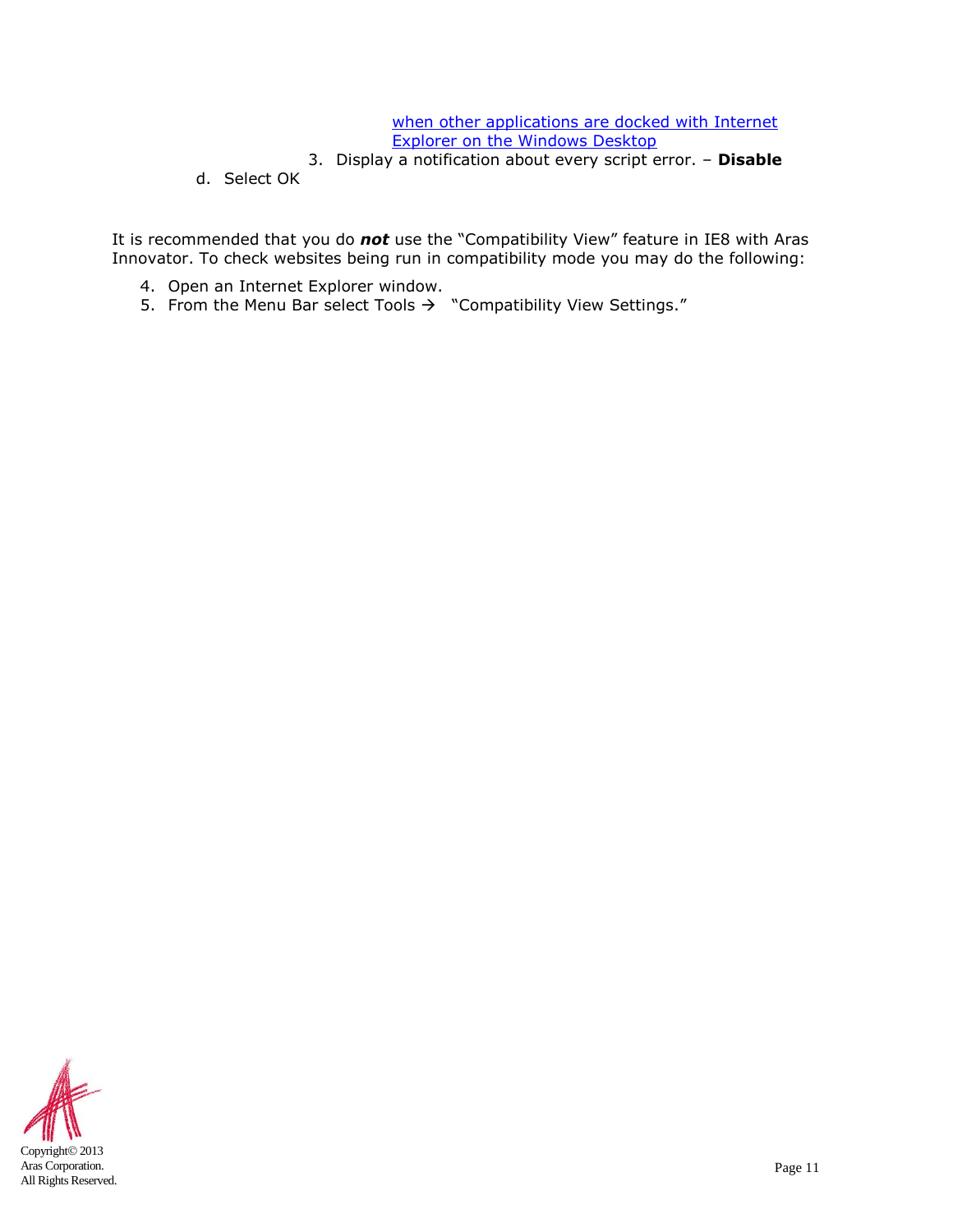when other applications are docked with Internet Explorer on the Windows Desktop

3. Display a notification about every script error. – **Disable**

d. Select OK

It is recommended that you do ***not*** use the "Compatibility View" feature in IE8 with Aras Innovator. To check websites being run in compatibility mode you may do the following:

4. Open an Internet Explorer window.
5. From the Menu Bar select Tools → "Compatibility View Settings."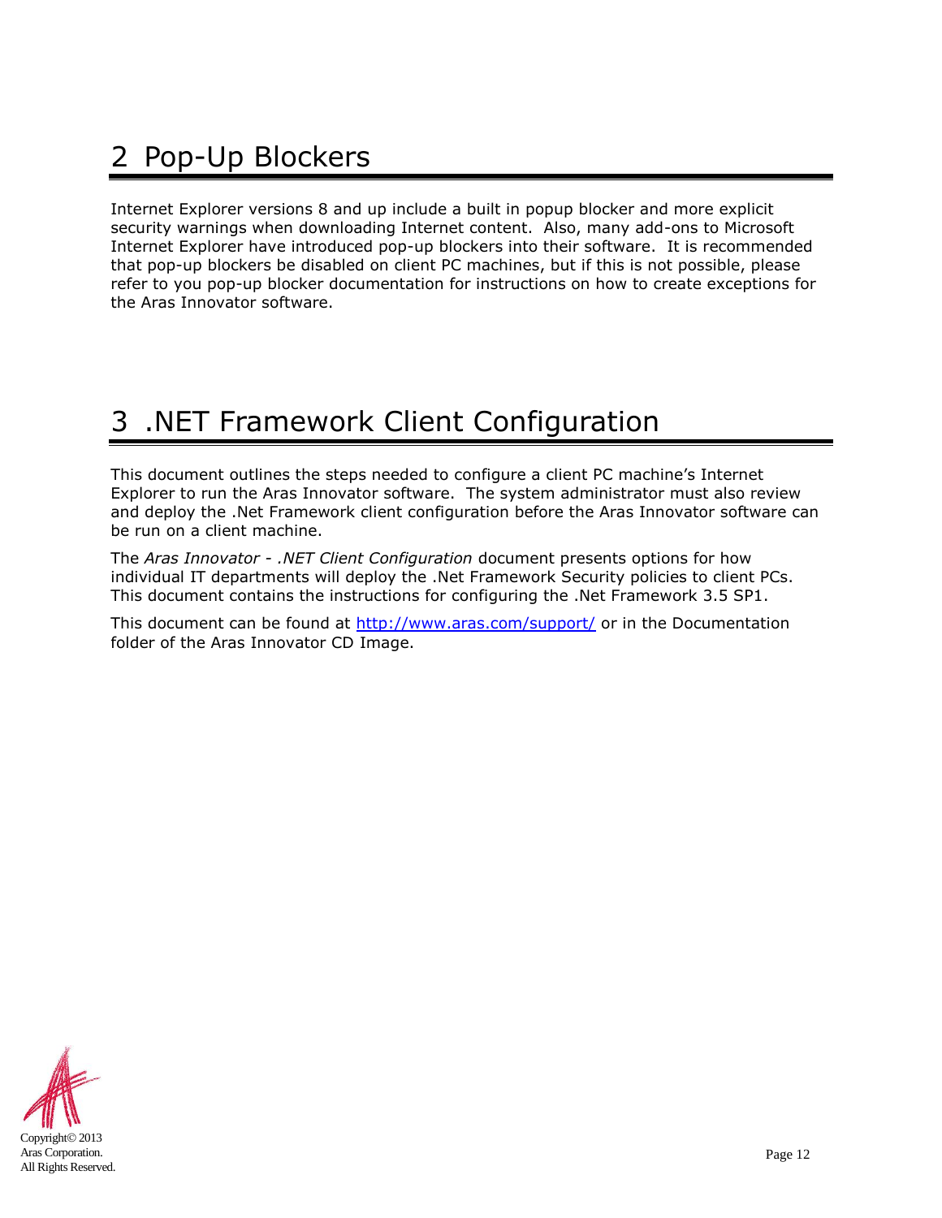# 2 Pop-Up Blockers

Internet Explorer versions 8 and up include a built in popup blocker and more explicit security warnings when downloading Internet content. Also, many add-ons to Microsoft Internet Explorer have introduced pop-up blockers into their software. It is recommended that pop-up blockers be disabled on client PC machines, but if this is not possible, please refer to you pop-up blocker documentation for instructions on how to create exceptions for the Aras Innovator software.

# 3 .NET Framework Client Configuration

This document outlines the steps needed to configure a client PC machine's Internet Explorer to run the Aras Innovator software. The system administrator must also review and deploy the .Net Framework client configuration before the Aras Innovator software can be run on a client machine.

The *Aras Innovator - .NET Client Configuration* document presents options for how individual IT departments will deploy the .Net Framework Security policies to client PCs. This document contains the instructions for configuring the .Net Framework 3.5 SP1.

This document can be found at http://www.aras.com/support/ or in the Documentation folder of the Aras Innovator CD Image.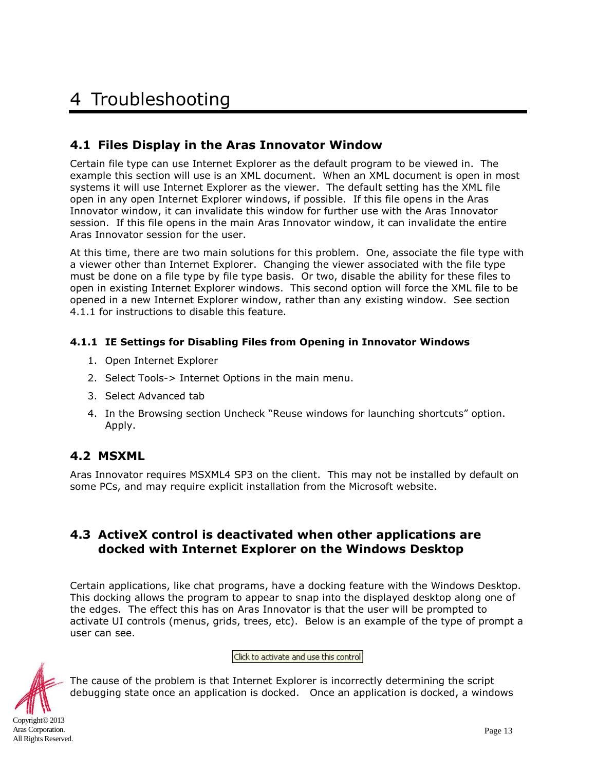# 4 Troubleshooting

## 4.1 Files Display in the Aras Innovator Window

Certain file type can use Internet Explorer as the default program to be viewed in. The example this section will use is an XML document. When an XML document is open in most systems it will use Internet Explorer as the viewer. The default setting has the XML file open in any open Internet Explorer windows, if possible. If this file opens in the Aras Innovator window, it can invalidate this window for further use with the Aras Innovator session. If this file opens in the main Aras Innovator window, it can invalidate the entire Aras Innovator session for the user.

At this time, there are two main solutions for this problem. One, associate the file type with a viewer other than Internet Explorer. Changing the viewer associated with the file type must be done on a file type by file type basis. Or two, disable the ability for these files to open in existing Internet Explorer windows. This second option will force the XML file to be opened in a new Internet Explorer window, rather than any existing window. See section 4.1.1 for instructions to disable this feature.

### 4.1.1 IE Settings for Disabling Files from Opening in Innovator Windows

1. Open Internet Explorer
2. Select Tools-> Internet Options in the main menu.
3. Select Advanced tab
4. In the Browsing section Uncheck “Reuse windows for launching shortcuts” option. Apply.

## 4.2 MSXML

Aras Innovator requires MSXML4 SP3 on the client. This may not be installed by default on some PCs, and may require explicit installation from the Microsoft website.

## 4.3 ActiveX control is deactivated when other applications are docked with Internet Explorer on the Windows Desktop

Certain applications, like chat programs, have a docking feature with the Windows Desktop. This docking allows the program to appear to snap into the displayed desktop along one of the edges. The effect this has on Aras Innovator is that the user will be prompted to activate UI controls (menus, grids, trees, etc). Below is an example of the type of prompt a user can see.

Click to activate and use this control

The cause of the problem is that Internet Explorer is incorrectly determining the script debugging state once an application is docked. Once an application is docked, a windows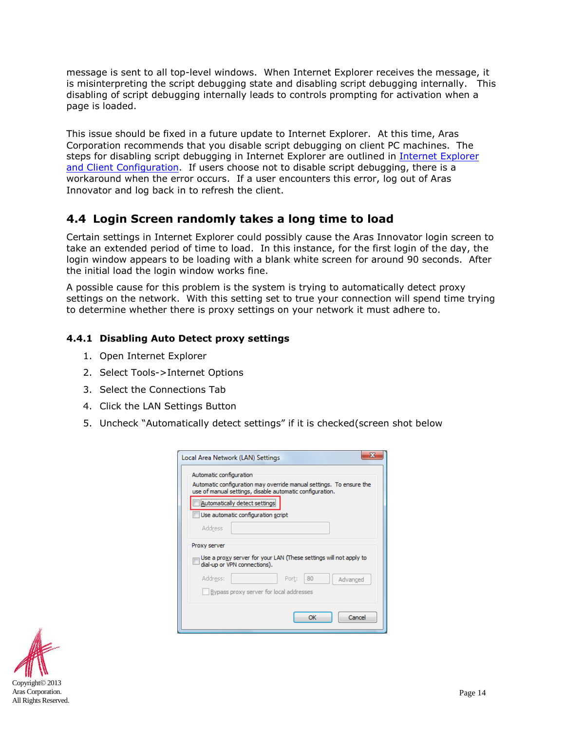message is sent to all top-level windows. When Internet Explorer receives the message, it is misinterpreting the script debugging state and disabling script debugging internally. This disabling of script debugging internally leads to controls prompting for activation when a page is loaded.

This issue should be fixed in a future update to Internet Explorer. At this time, Aras Corporation recommends that you disable script debugging on client PC machines. The steps for disabling script debugging in Internet Explorer are outlined in Internet Explorer and Client Configuration. If users choose not to disable script debugging, there is a workaround when the error occurs. If a user encounters this error, log out of Aras Innovator and log back in to refresh the client.

## 4.4 Login Screen randomly takes a long time to load

Certain settings in Internet Explorer could possibly cause the Aras Innovator login screen to take an extended period of time to load. In this instance, for the first login of the day, the login window appears to be loading with a blank white screen for around 90 seconds. After the initial load the login window works fine.

A possible cause for this problem is the system is trying to automatically detect proxy settings on the network. With this setting set to true your connection will spend time trying to determine whether there is proxy settings on your network it must adhere to.

### 4.4.1 Disabling Auto Detect proxy settings

1. Open Internet Explorer
2. Select Tools->Internet Options
3. Select the Connections Tab
4. Click the LAN Settings Button
5. Uncheck "Automatically detect settings" if it is checked(screen shot below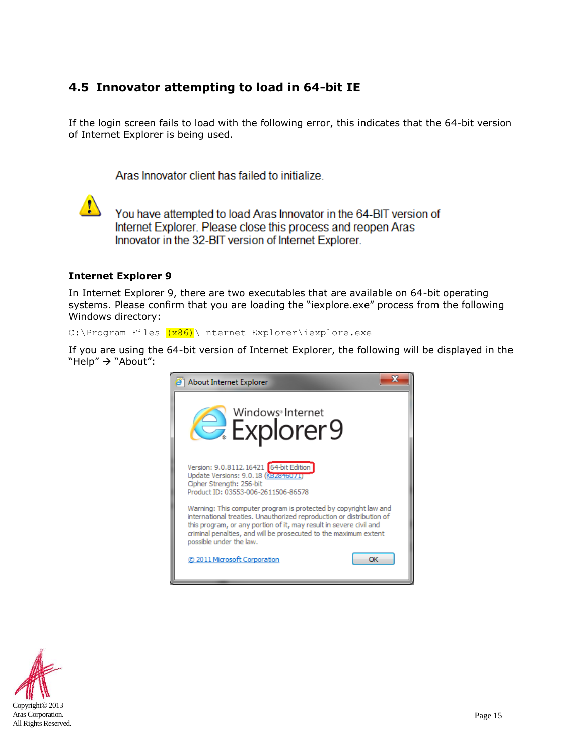## 4.5 Innovator attempting to load in 64-bit IE

If the login screen fails to load with the following error, this indicates that the 64-bit version of Internet Explorer is being used.

Aras Innovator client has failed to initialize.

You have attempted to load Aras Innovator in the 64-BIT version of Internet Explorer. Please close this process and reopen Aras Innovator in the 32-BIT version of Internet Explorer.

**Internet Explorer 9**

In Internet Explorer 9, there are two executables that are available on 64-bit operating systems. Please confirm that you are loading the "iexplore.exe" process from the following Windows directory:

```
C:\Program Files (x86)\Internet Explorer\iexplore.exe
```

If you are using the 64-bit version of Internet Explorer, the following will be displayed in the "Help" → "About":

About Internet Explorer

Windows Internet Explorer 9

Version: 9.0.8112.16421 64-bit Edition
Update Versions: 9.0.18 (KB2846071)
Cipher Strength: 256-bit
Product ID: 03553-006-2611506-86578

Warning: This computer program is protected by copyright law and international treaties. Unauthorized reproduction or distribution of this program, or any portion of it, may result in severe civil and criminal penalties, and will be prosecuted to the maximum extent possible under the law.

© 2011 Microsoft Corporation

OK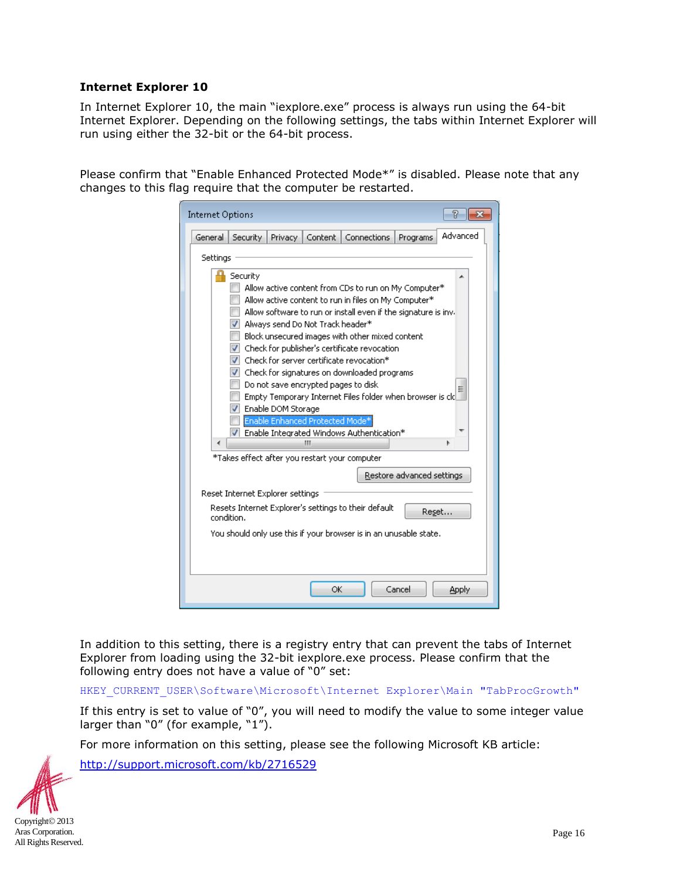## Internet Explorer 10

In Internet Explorer 10, the main "iexplore.exe" process is always run using the 64-bit Internet Explorer. Depending on the following settings, the tabs within Internet Explorer will run using either the 32-bit or the 64-bit process.

Please confirm that "Enable Enhanced Protected Mode*" is disabled. Please note that any changes to this flag require that the computer be restarted.

In addition to this setting, there is a registry entry that can prevent the tabs of Internet Explorer from loading using the 32-bit iexplore.exe process. Please confirm that the following entry does not have a value of "0" set:

```
HKEY_CURRENT_USER\Software\Microsoft\Internet Explorer\Main "TabProcGrowth"
```

If this entry is set to value of "0", you will need to modify the value to some integer value larger than "0" (for example, "1").

For more information on this setting, please see the following Microsoft KB article:

http://support.microsoft.com/kb/2716529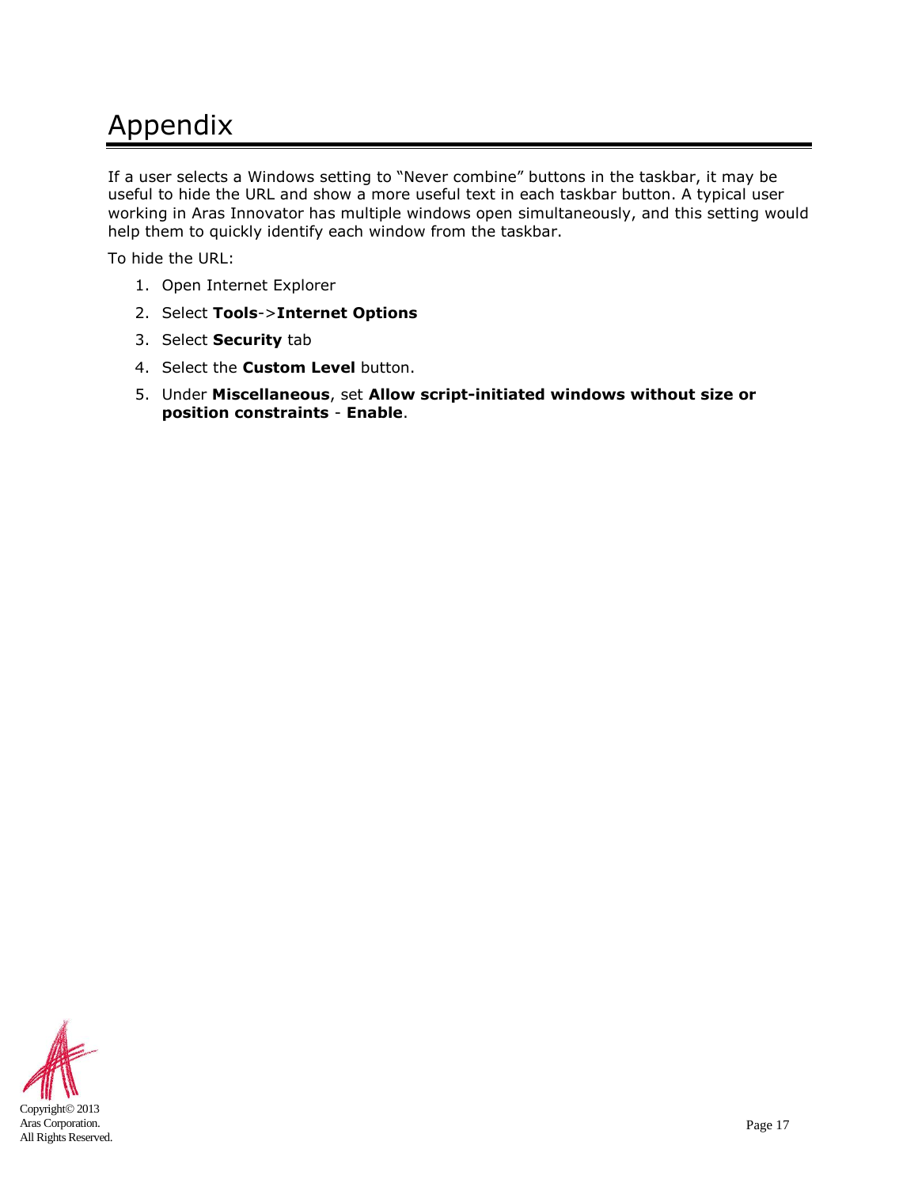# Appendix

If a user selects a Windows setting to “Never combine” buttons in the taskbar, it may be useful to hide the URL and show a more useful text in each taskbar button. A typical user working in Aras Innovator has multiple windows open simultaneously, and this setting would help them to quickly identify each window from the taskbar.

To hide the URL:

1. Open Internet Explorer
2. Select **Tools**->**Internet Options**
3. Select **Security** tab
4. Select the **Custom Level** button.
5. Under **Miscellaneous**, set **Allow script-initiated windows without size or position constraints** - **Enable**.